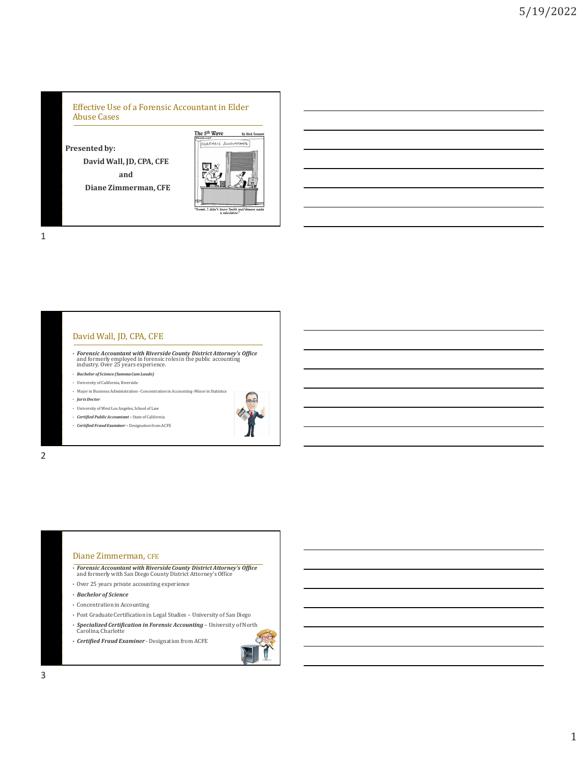## Effective Use of a Forensic Accountant in Elder Abuse Cases

**Presented by:**

**David Wall, JD, CPA, CFE**

**and**

**Diane Zimmerman, CFE**

## David Wall, JD, CPA, CFE

- ***Forensic Accountant with Riverside County District Attorney's Office*** and formerly employed in forensic roles in the public accounting industry. Over 25 years experience.
- ***Bachelor of Science (Summa Cum Laude)***
- University of California, Riverside
- Major in Business Administration - Concentration in Accounting - Minor in Statistics
- ***Juris Doctor***
- University of West Los Angeles, School of Law
- ***Certified Public Accountant*** – State of California
- ***Certified Fraud Examiner*** – Designation from ACFE

## Diane Zimmerman, CFE

- ***Forensic Accountant with Riverside County District Attorney's Office*** and formerly with San Diego County District Attorney's Office
- Over 25 years private accounting experience
- ***Bachelor of Science***
- Concentration in Accounting
- Post Graduate Certification in Legal Studies – University of San Diego
- ***Specialized Certification in Forensic Accounting*** – University of North Carolina, Charlotte
- ***Certified Fraud Examiner*** - Designation from ACFE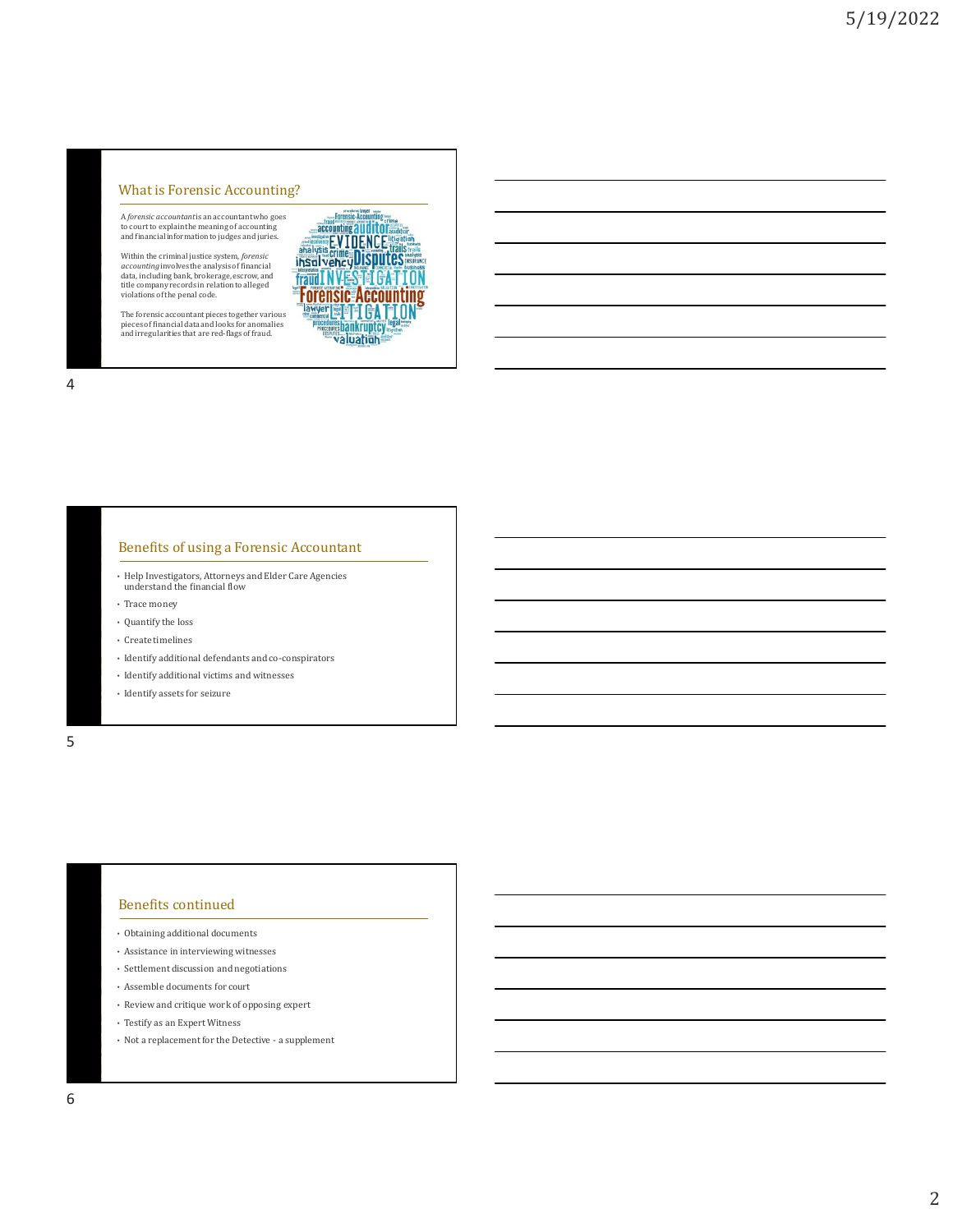## What is Forensic Accounting?

A *forensic accountant* is an accountant who goes to court to explain the meaning of accounting and financial information to judges and juries.

Within the criminal justice system, *forensic accounting* involves the analysis of financial data, including bank, brokerage, escrow, and title company records in relation to alleged violations of the penal code.

The forensic accountant pieces together various pieces of financial data and looks for anomalies and irregularities that are red-flags of fraud.

## Benefits of using a Forensic Accountant

- Help Investigators, Attorneys and Elder Care Agencies understand the financial flow
- Trace money
- Quantify the loss
- Create timelines
- Identify additional defendants and co-conspirators
- Identify additional victims and witnesses
- Identify assets for seizure

## Benefits continued

- Obtaining additional documents
- Assistance in interviewing witnesses
- Settlement discussion and negotiations
- Assemble documents for court
- Review and critique work of opposing expert
- Testify as an Expert Witness
- Not a replacement for the Detective - a supplement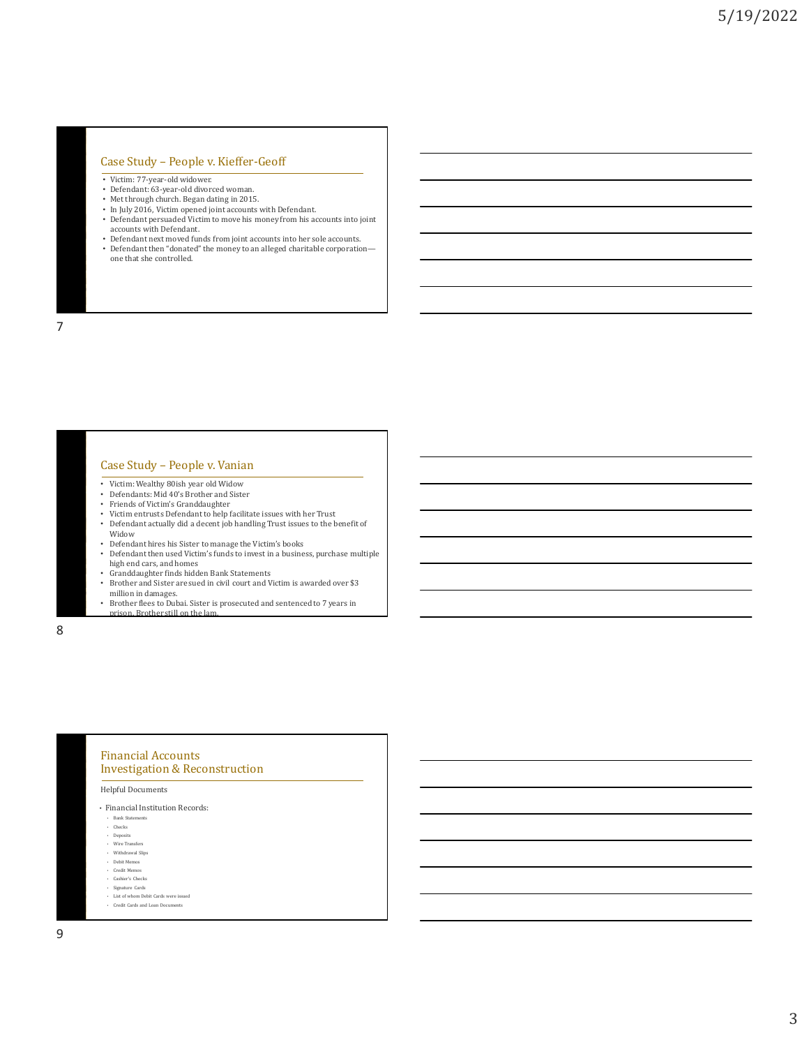## Case Study – People v. Kieffer-Geoff

- Victim: 77-year-old widower.
- Defendant: 63-year-old divorced woman.
- Met through church. Began dating in 2015.
- In July 2016, Victim opened joint accounts with Defendant.
- Defendant persuaded Victim to move his money from his accounts into joint accounts with Defendant.
- Defendant next moved funds from joint accounts into her sole accounts.
- Defendant then "donated" the money to an alleged charitable corporation—one that she controlled.

## Case Study – People v. Vanian

- Victim: Wealthy 80ish year old Widow
- Defendants: Mid 40's Brother and Sister
- Friends of Victim's Granddaughter
- Victim entrusts Defendant to help facilitate issues with her Trust
- Defendant actually did a decent job handling Trust issues to the benefit of Widow
- Defendant hires his Sister to manage the Victim's books
- Defendant then used Victim's funds to invest in a business, purchase multiple high end cars, and homes
- Granddaughter finds hidden Bank Statements
- Brother and Sister are sued in civil court and Victim is awarded over $3 million in damages.
- Brother flees to Dubai. Sister is prosecuted and sentenced to 7 years in prison. Brother still on the lam.

## Financial Accounts Investigation & Reconstruction

Helpful Documents

- Financial Institution Records:
  - Bank Statements
  - Checks
  - Deposits
  - Wire Transfers
  - Withdrawal Slips
  - Debit Memos
  - Credit Memos
  - Cashier's Checks
  - Signature Cards
  - List of whom Debit Cards were issued
  - Credit Cards and Loan Documents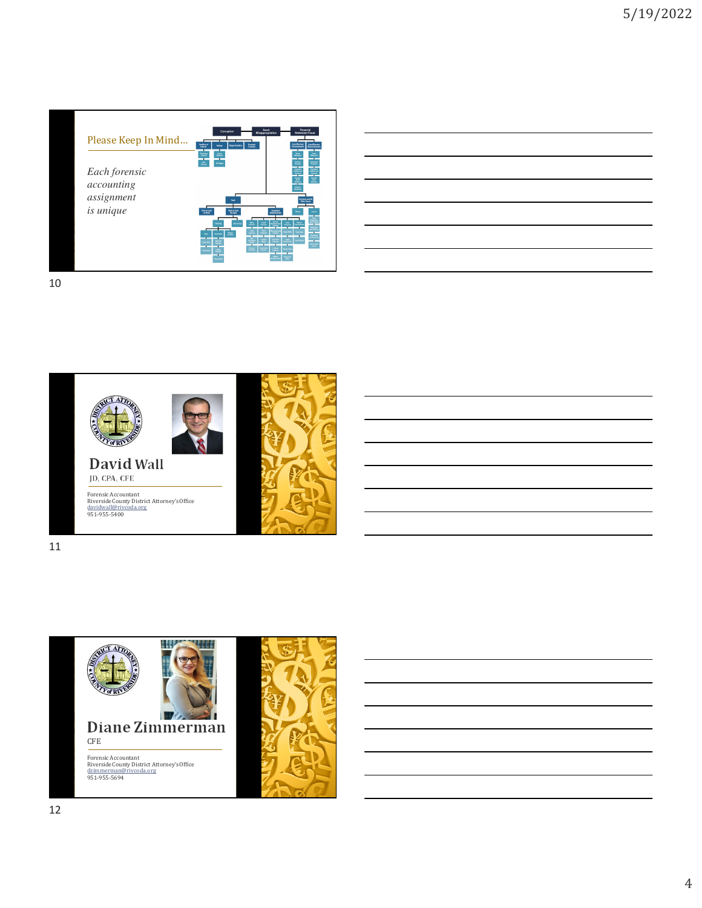Please Keep In Mind…

*Each forensic accounting assignment is unique*

Corruption

Asset Misappropriation

Financial Statement Fraud

David Wall

JD, CPA, CFE

Forensic Accountant
Riverside County District Attorney's Office
davidwall@rivcoda.org
951-955-5400

Diane Zimmerman

CFE

Forensic Accountant
Riverside County District Attorney's Office
dzimmerman@rivcoda.org
951-955-5694